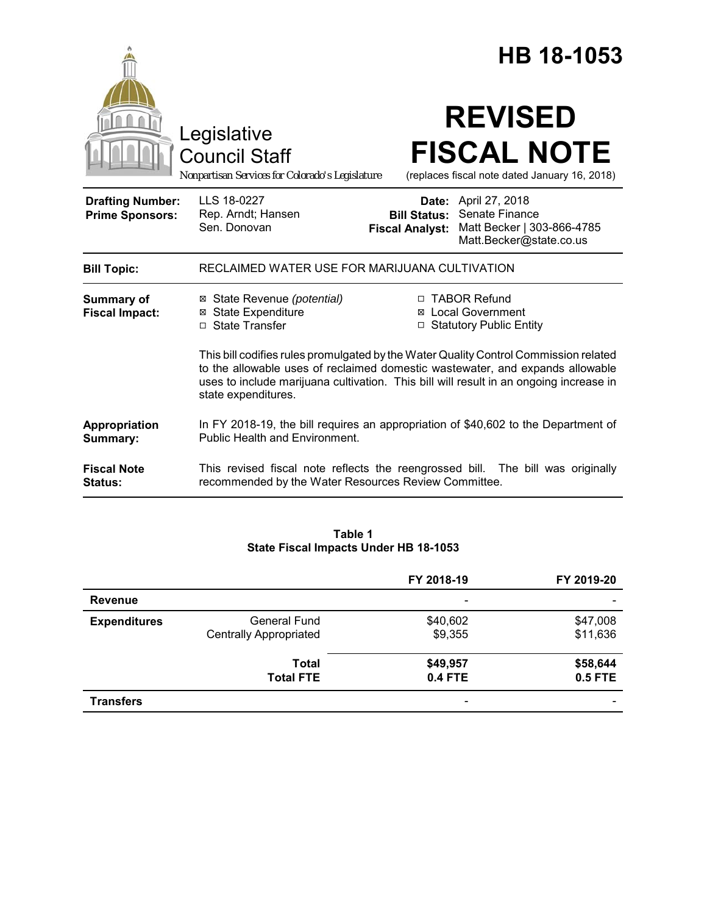# HB 18-1053

Legislative Council Staff

*Nonpartisan Services for Colorado's Legislature*

# REVISED FISCAL NOTE

(replaces fiscal note dated January 16, 2018)

| | | | |
|---|---|---|---|
| **Drafting Number:** | LLS 18-0227 | **Date:** | April 27, 2018 |
| **Prime Sponsors:** | Rep. Arndt; Hansen<br>Sen. Donovan | **Bill Status:** | Senate Finance |
| | | **Fiscal Analyst:** | Matt Becker \| 303-866-4785<br>Matt.Becker@state.co.us |

| | |
|---|---|
| **Bill Topic:** | RECLAIMED WATER USE FOR MARIJUANA CULTIVATION |
| **Summary of Fiscal Impact:** | ☒ State Revenue *(potential)*<br>☒ State Expenditure<br>☐ State Transfer<br>☐ TABOR Refund<br>☒ Local Government<br>☐ Statutory Public Entity<br><br>This bill codifies rules promulgated by the Water Quality Control Commission related to the allowable uses of reclaimed domestic wastewater, and expands allowable uses to include marijuana cultivation. This bill will result in an ongoing increase in state expenditures. |
| **Appropriation Summary:** | In FY 2018-19, the bill requires an appropriation of $40,602 to the Department of Public Health and Environment. |
| **Fiscal Note Status:** | This revised fiscal note reflects the reengrossed bill. The bill was originally recommended by the Water Resources Review Committee. |

**Table 1**
**State Fiscal Impacts Under HB 18-1053**

| | | FY 2018-19 | FY 2019-20 |
|---|---|---|---|
| **Revenue** | | - | - |
| **Expenditures** | General Fund | $40,602 | $47,008 |
| | Centrally Appropriated | $9,355 | $11,636 |
| | **Total** | **$49,957** | **$58,644** |
| | **Total FTE** | **0.4 FTE** | **0.5 FTE** |
| **Transfers** | | - | - |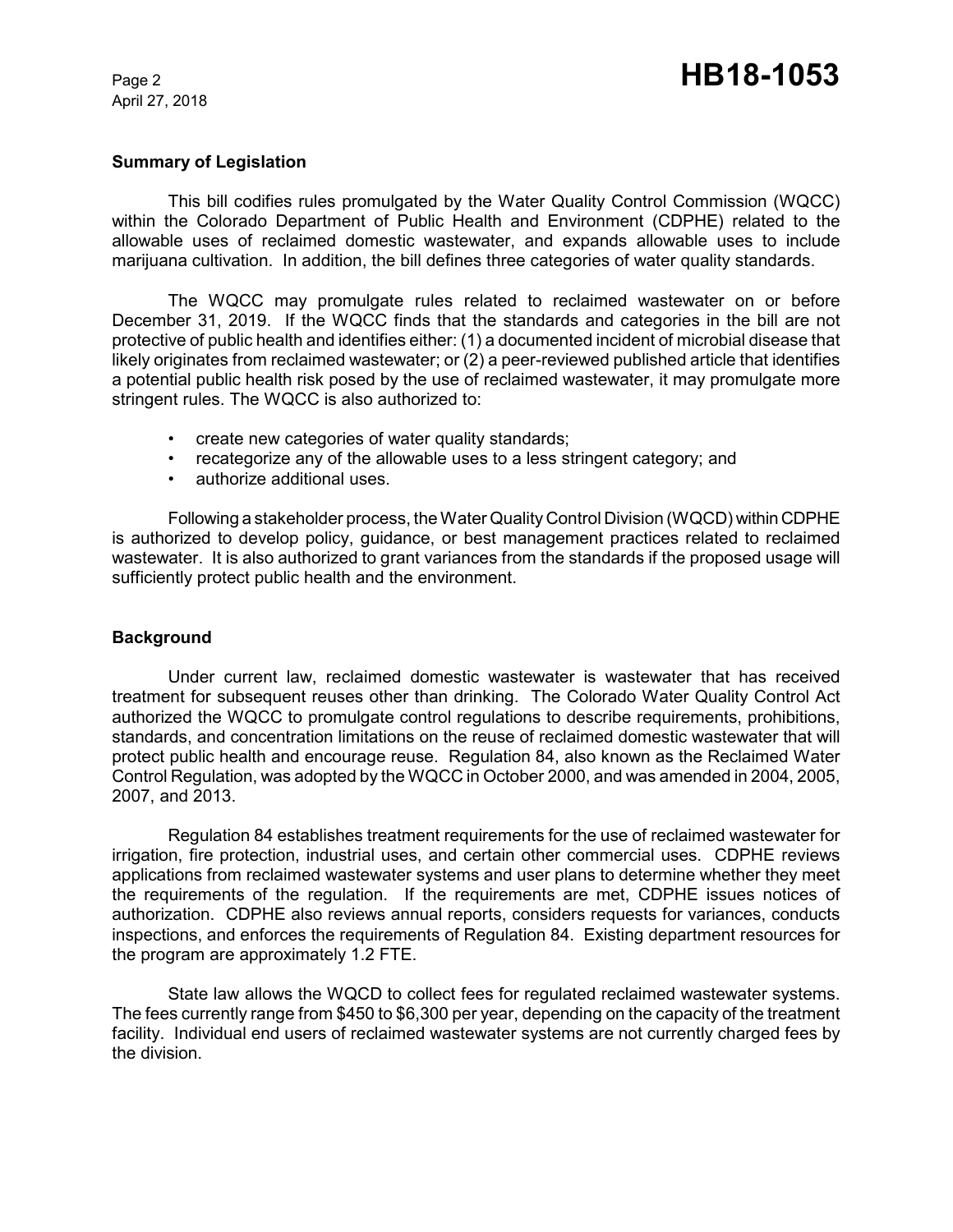## Summary of Legislation

This bill codifies rules promulgated by the Water Quality Control Commission (WQCC) within the Colorado Department of Public Health and Environment (CDPHE) related to the allowable uses of reclaimed domestic wastewater, and expands allowable uses to include marijuana cultivation. In addition, the bill defines three categories of water quality standards.

The WQCC may promulgate rules related to reclaimed wastewater on or before December 31, 2019. If the WQCC finds that the standards and categories in the bill are not protective of public health and identifies either: (1) a documented incident of microbial disease that likely originates from reclaimed wastewater; or (2) a peer-reviewed published article that identifies a potential public health risk posed by the use of reclaimed wastewater, it may promulgate more stringent rules. The WQCC is also authorized to:

- create new categories of water quality standards;
- recategorize any of the allowable uses to a less stringent category; and
- authorize additional uses.

Following a stakeholder process, the Water Quality Control Division (WQCD) within CDPHE is authorized to develop policy, guidance, or best management practices related to reclaimed wastewater. It is also authorized to grant variances from the standards if the proposed usage will sufficiently protect public health and the environment.

## Background

Under current law, reclaimed domestic wastewater is wastewater that has received treatment for subsequent reuses other than drinking. The Colorado Water Quality Control Act authorized the WQCC to promulgate control regulations to describe requirements, prohibitions, standards, and concentration limitations on the reuse of reclaimed domestic wastewater that will protect public health and encourage reuse. Regulation 84, also known as the Reclaimed Water Control Regulation, was adopted by the WQCC in October 2000, and was amended in 2004, 2005, 2007, and 2013.

Regulation 84 establishes treatment requirements for the use of reclaimed wastewater for irrigation, fire protection, industrial uses, and certain other commercial uses. CDPHE reviews applications from reclaimed wastewater systems and user plans to determine whether they meet the requirements of the regulation. If the requirements are met, CDPHE issues notices of authorization. CDPHE also reviews annual reports, considers requests for variances, conducts inspections, and enforces the requirements of Regulation 84. Existing department resources for the program are approximately 1.2 FTE.

State law allows the WQCD to collect fees for regulated reclaimed wastewater systems. The fees currently range from $450 to $6,300 per year, depending on the capacity of the treatment facility. Individual end users of reclaimed wastewater systems are not currently charged fees by the division.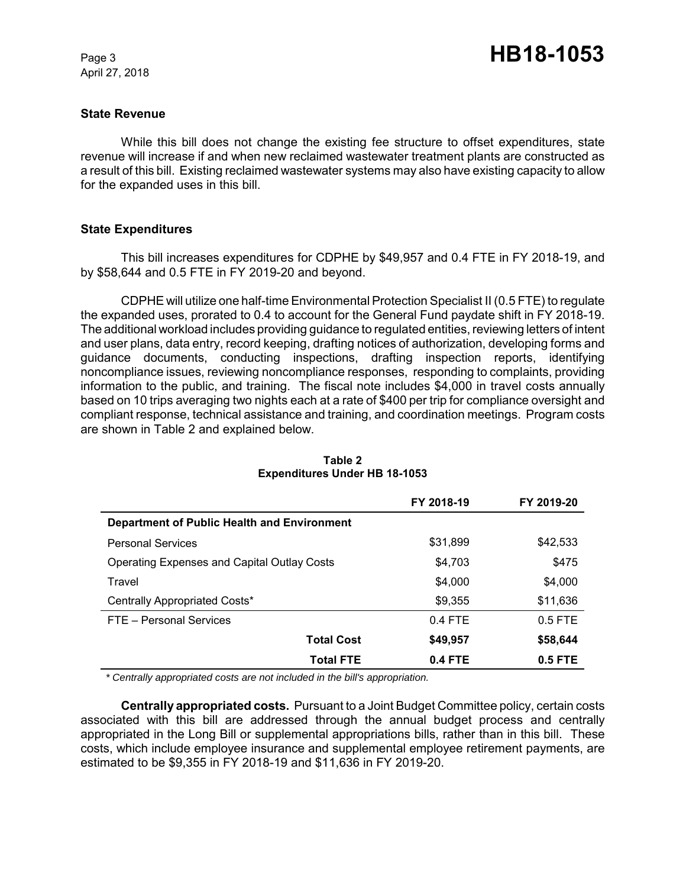### State Revenue

While this bill does not change the existing fee structure to offset expenditures, state revenue will increase if and when new reclaimed wastewater treatment plants are constructed as a result of this bill. Existing reclaimed wastewater systems may also have existing capacity to allow for the expanded uses in this bill.

### State Expenditures

This bill increases expenditures for CDPHE by $49,957 and 0.4 FTE in FY 2018-19, and by $58,644 and 0.5 FTE in FY 2019-20 and beyond.

CDPHE will utilize one half-time Environmental Protection Specialist II (0.5 FTE) to regulate the expanded uses, prorated to 0.4 to account for the General Fund paydate shift in FY 2018-19. The additional workload includes providing guidance to regulated entities, reviewing letters of intent and user plans, data entry, record keeping, drafting notices of authorization, developing forms and guidance documents, conducting inspections, drafting inspection reports, identifying noncompliance issues, reviewing noncompliance responses, responding to complaints, providing information to the public, and training. The fiscal note includes $4,000 in travel costs annually based on 10 trips averaging two nights each at a rate of $400 per trip for compliance oversight and compliant response, technical assistance and training, and coordination meetings. Program costs are shown in Table 2 and explained below.

**Table 2**
**Expenditures Under HB 18-1053**

| | FY 2018-19 | FY 2019-20 |
|---|---|---|
| **Department of Public Health and Environment** | | |
| Personal Services | $31,899 | $42,533 |
| Operating Expenses and Capital Outlay Costs | $4,703 | $475 |
| Travel | $4,000 | $4,000 |
| Centrally Appropriated Costs* | $9,355 | $11,636 |
| FTE – Personal Services | 0.4 FTE | 0.5 FTE |
| **Total Cost** | **$49,957** | **$58,644** |
| **Total FTE** | **0.4 FTE** | **0.5 FTE** |

*\* Centrally appropriated costs are not included in the bill's appropriation.*

**Centrally appropriated costs.** Pursuant to a Joint Budget Committee policy, certain costs associated with this bill are addressed through the annual budget process and centrally appropriated in the Long Bill or supplemental appropriations bills, rather than in this bill. These costs, which include employee insurance and supplemental employee retirement payments, are estimated to be $9,355 in FY 2018-19 and $11,636 in FY 2019-20.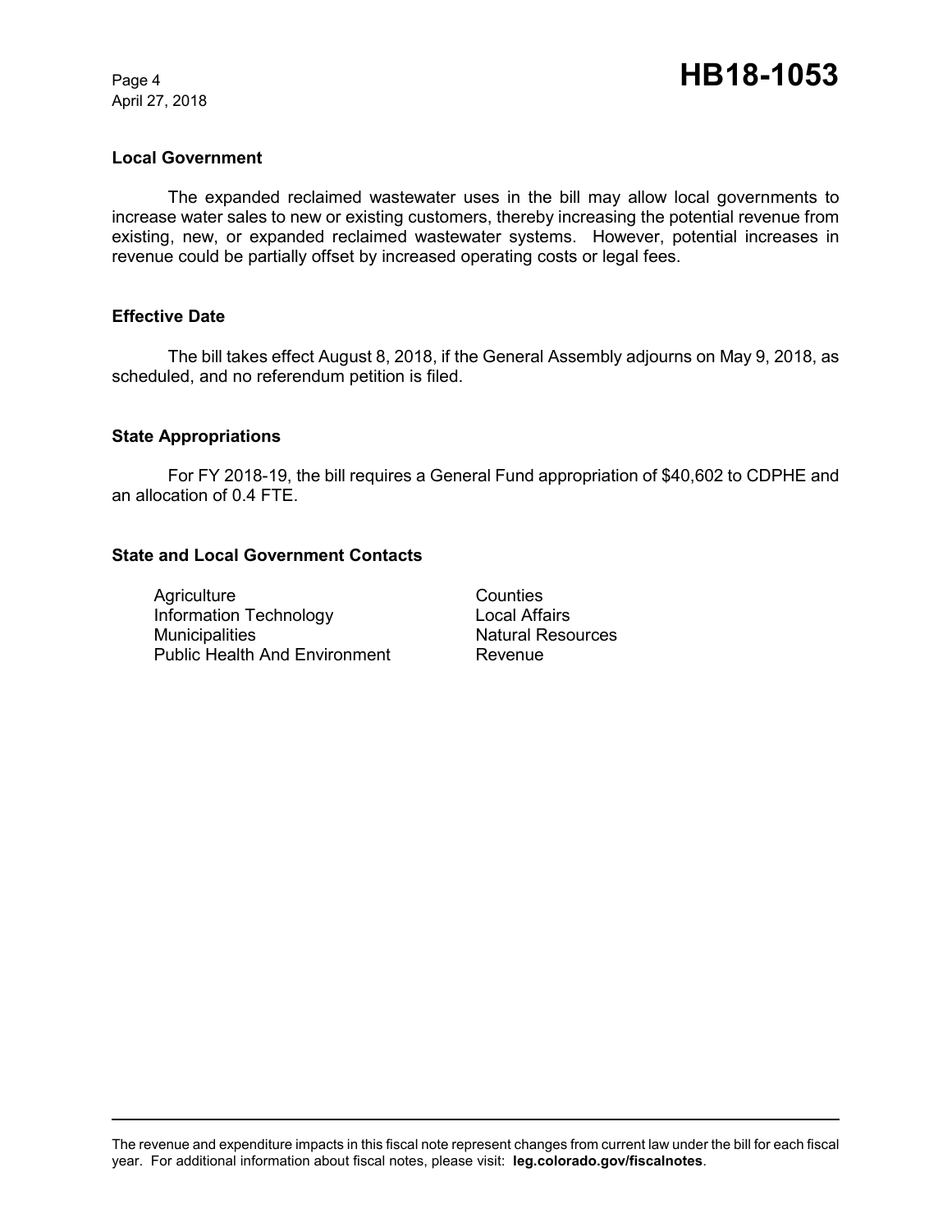### Local Government

The expanded reclaimed wastewater uses in the bill may allow local governments to increase water sales to new or existing customers, thereby increasing the potential revenue from existing, new, or expanded reclaimed wastewater systems. However, potential increases in revenue could be partially offset by increased operating costs or legal fees.

### Effective Date

The bill takes effect August 8, 2018, if the General Assembly adjourns on May 9, 2018, as scheduled, and no referendum petition is filed.

### State Appropriations

For FY 2018-19, the bill requires a General Fund appropriation of $40,602 to CDPHE and an allocation of 0.4 FTE.

### State and Local Government Contacts

Agriculture
Counties
Information Technology
Local Affairs
Municipalities
Natural Resources
Public Health And Environment
Revenue

The revenue and expenditure impacts in this fiscal note represent changes from current law under the bill for each fiscal year. For additional information about fiscal notes, please visit: **leg.colorado.gov/fiscalnotes**.